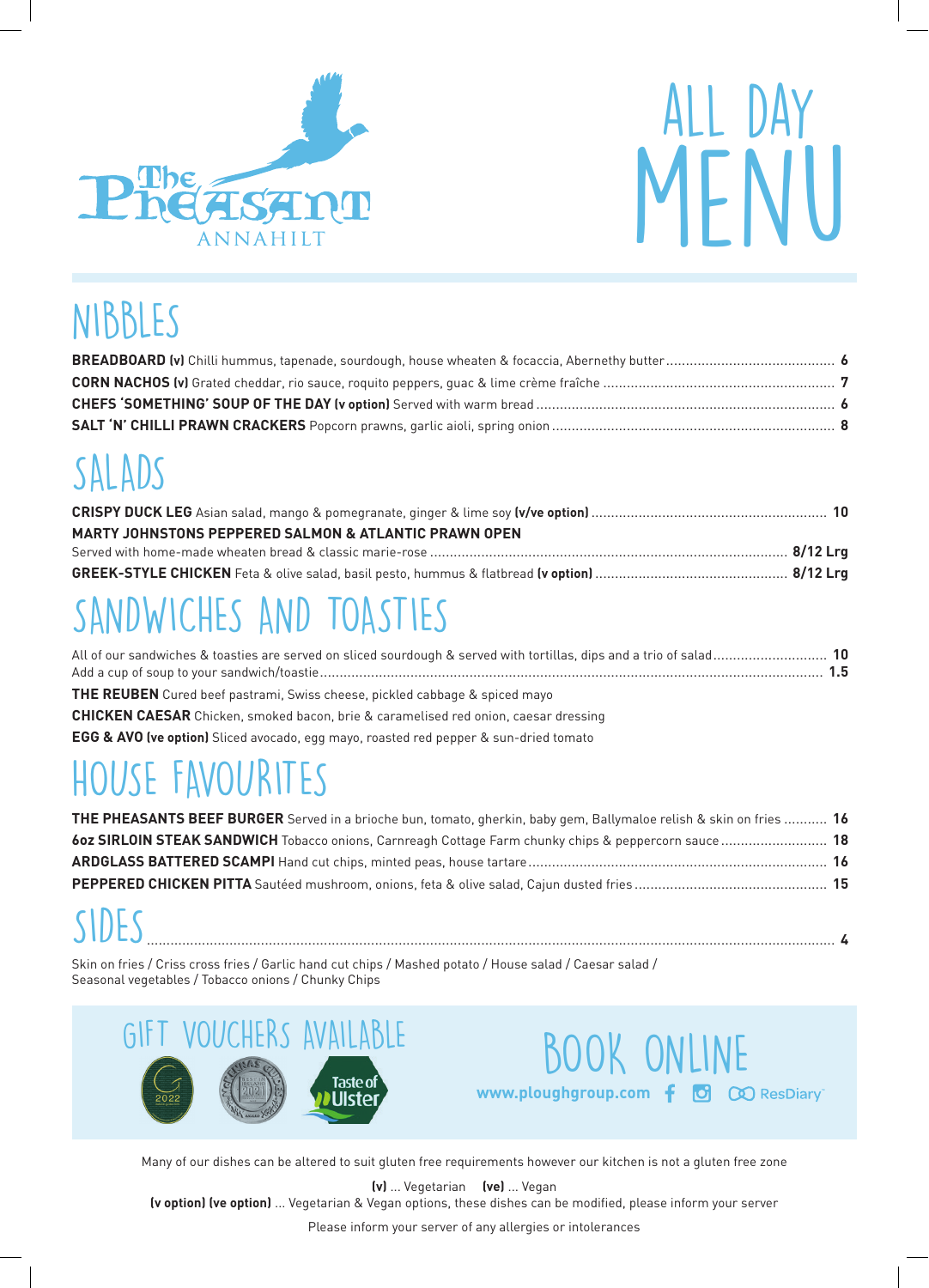The Pheasant
ANNAHILT

# ALL DAY MENU

## NIBBLES

**BREADBOARD (v)** Chilli hummus, tapenade, sourdough, house wheaten & focaccia, Abernethy butter .......... **6**

**CORN NACHOS (v)** Grated cheddar, rio sauce, roquito peppers, guac & lime crème fraîche .......... **7**

**CHEFS 'SOMETHING' SOUP OF THE DAY (v option)** Served with warm bread .......... **6**

**SALT 'N' CHILLI PRAWN CRACKERS** Popcorn prawns, garlic aioli, spring onion .......... **8**

## SALADS

**CRISPY DUCK LEG** Asian salad, mango & pomegranate, ginger & lime soy **(v/ve option)** .......... **10**

**MARTY JOHNSTONS PEPPERED SALMON & ATLANTIC PRAWN OPEN**
Served with home-made wheaten bread & classic marie-rose .......... **8/12 Lrg**

**GREEK-STYLE CHICKEN** Feta & olive salad, basil pesto, hummus & flatbread **(v option)** .......... **8/12 Lrg**

## SANDWICHES AND TOASTIES

All of our sandwiches & toasties are served on sliced sourdough & served with tortillas, dips and a trio of salad .......... **10**
Add a cup of soup to your sandwich/toastie .......... **1.5**

**THE REUBEN** Cured beef pastrami, Swiss cheese, pickled cabbage & spiced mayo

**CHICKEN CAESAR** Chicken, smoked bacon, brie & caramelised red onion, caesar dressing

**EGG & AVO (ve option)** Sliced avocado, egg mayo, roasted red pepper & sun-dried tomato

## HOUSE FAVOURITES

**THE PHEASANTS BEEF BURGER** Served in a brioche bun, tomato, gherkin, baby gem, Ballymaloe relish & skin on fries .......... **16**

**6oz SIRLOIN STEAK SANDWICH** Tobacco onions, Carnreagh Cottage Farm chunky chips & peppercorn sauce .......... **18**

**ARDGLASS BATTERED SCAMPI** Hand cut chips, minted peas, house tartare .......... **16**

**PEPPERED CHICKEN PITTA** Sautéed mushroom, onions, feta & olive salad, Cajun dusted fries .......... **15**

## SIDES .......... 4

Skin on fries / Criss cross fries / Garlic hand cut chips / Mashed potato / House salad / Caesar salad / Seasonal vegetables / Tobacco onions / Chunky Chips

## GIFT VOUCHERS AVAILABLE

## BOOK ONLINE

**www.ploughgroup.com** ResDiary

Many of our dishes can be altered to suit gluten free requirements however our kitchen is not a gluten free zone

**(v)** ... Vegetarian **(ve)** ... Vegan

**(v option) (ve option)** ... Vegetarian & Vegan options, these dishes can be modified, please inform your server

Please inform your server of any allergies or intolerances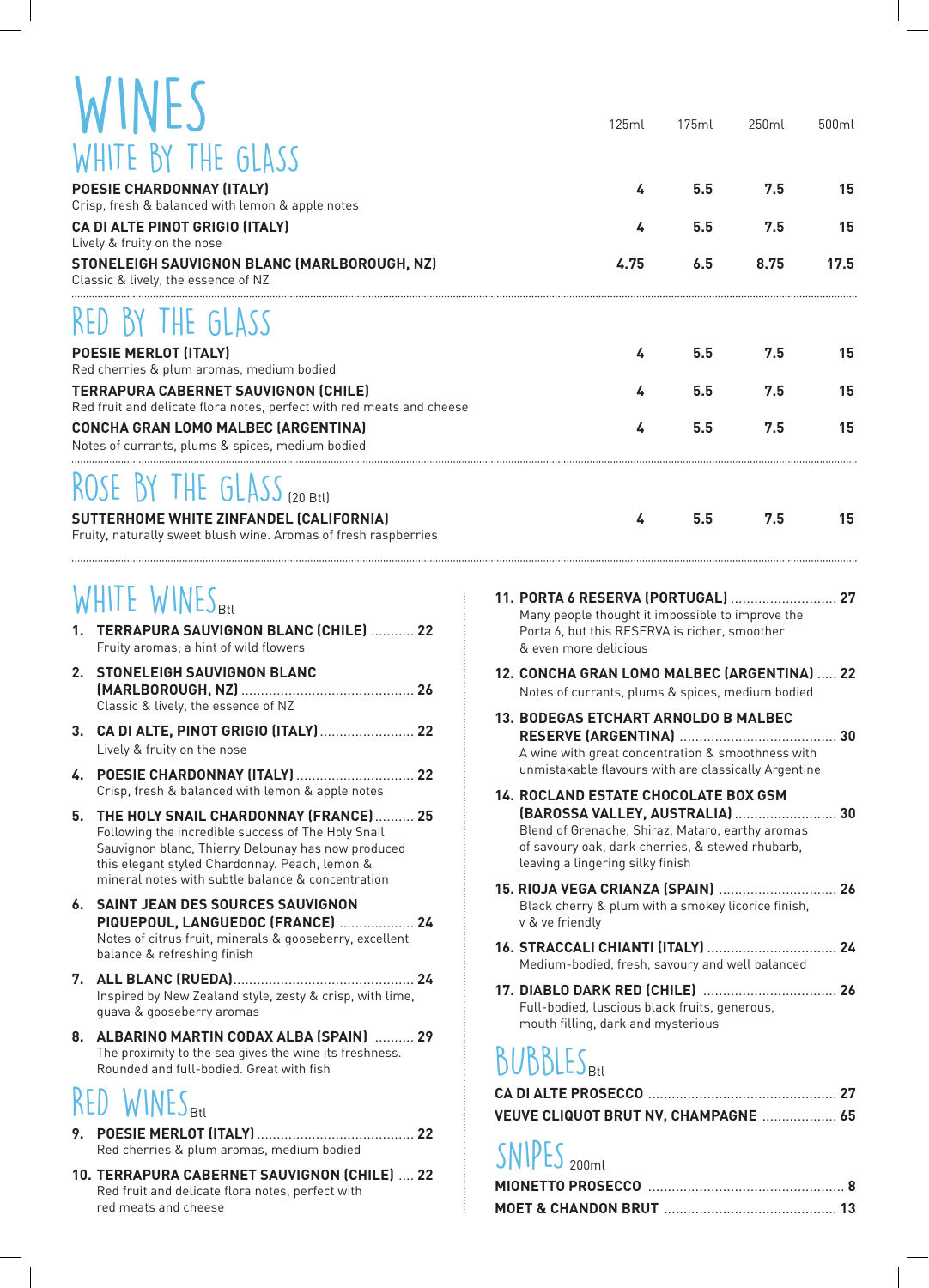# WINES

## WHITE BY THE GLASS

| | 125ml | 175ml | 250ml | 500ml |
|---|---|---|---|---|
| **POESIE CHARDONNAY (ITALY)**<br>Crisp, fresh & balanced with lemon & apple notes | 4 | 5.5 | 7.5 | 15 |
| **CA DI ALTE PINOT GRIGIO (ITALY)**<br>Lively & fruity on the nose | 4 | 5.5 | 7.5 | 15 |
| **STONELEIGH SAUVIGNON BLANC (MARLBOROUGH, NZ)**<br>Classic & lively, the essence of NZ | 4.75 | 6.5 | 8.75 | 17.5 |

## RED BY THE GLASS

| | 125ml | 175ml | 250ml | 500ml |
|---|---|---|---|---|
| **POESIE MERLOT (ITALY)**<br>Red cherries & plum aromas, medium bodied | 4 | 5.5 | 7.5 | 15 |
| **TERRAPURA CABERNET SAUVIGNON (CHILE)**<br>Red fruit and delicate flora notes, perfect with red meats and cheese | 4 | 5.5 | 7.5 | 15 |
| **CONCHA GRAN LOMO MALBEC (ARGENTINA)**<br>Notes of currants, plums & spices, medium bodied | 4 | 5.5 | 7.5 | 15 |

## ROSE BY THE GLASS (20 Btl)

| | 125ml | 175ml | 250ml | 500ml |
|---|---|---|---|---|
| **SUTTERHOME WHITE ZINFANDEL (CALIFORNIA)**<br>Fruity, naturally sweet blush wine. Aromas of fresh raspberries | 4 | 5.5 | 7.5 | 15 |

## WHITE WINES Btl

1. **TERRAPURA SAUVIGNON BLANC (CHILE)** ........... **22**
   Fruity aromas; a hint of wild flowers
2. **STONELEIGH SAUVIGNON BLANC (MARLBOROUGH, NZ)** ........... **26**
   Classic & lively, the essence of NZ
3. **CA DI ALTE, PINOT GRIGIO (ITALY)** ........... **22**
   Lively & fruity on the nose
4. **POESIE CHARDONNAY (ITALY)** ........... **22**
   Crisp, fresh & balanced with lemon & apple notes
5. **THE HOLY SNAIL CHARDONNAY (FRANCE)** ........... **25**
   Following the incredible success of The Holy Snail Sauvignon blanc, Thierry Delounay has now produced this elegant styled Chardonnay. Peach, lemon & mineral notes with subtle balance & concentration
6. **SAINT JEAN DES SOURCES SAUVIGNON PIQUEPOUL, LANGUEDOC (FRANCE)** ........... **24**
   Notes of citrus fruit, minerals & gooseberry, excellent balance & refreshing finish
7. **ALL BLANC (RUEDA)** ........... **24**
   Inspired by New Zealand style, zesty & crisp, with lime, guava & gooseberry aromas
8. **ALBARINO MARTIN CODAX ALBA (SPAIN)** ........... **29**
   The proximity to the sea gives the wine its freshness. Rounded and full-bodied. Great with fish

## RED WINES Btl

9. **POESIE MERLOT (ITALY)** ........... **22**
   Red cherries & plum aromas, medium bodied
10. **TERRAPURA CABERNET SAUVIGNON (CHILE)** .... **22**
    Red fruit and delicate flora notes, perfect with red meats and cheese
11. **PORTA 6 RESERVA (PORTUGAL)** ........... **27**
    Many people thought it impossible to improve the Porta 6, but this RESERVA is richer, smoother & even more delicious
12. **CONCHA GRAN LOMO MALBEC (ARGENTINA)** ..... **22**
    Notes of currants, plums & spices, medium bodied
13. **BODEGAS ETCHART ARNOLDO B MALBEC RESERVE (ARGENTINA)** ........... **30**
    A wine with great concentration & smoothness with unmistakable flavours with are classically Argentine
14. **ROCLAND ESTATE CHOCOLATE BOX GSM (BAROSSA VALLEY, AUSTRALIA)** ........... **30**
    Blend of Grenache, Shiraz, Mataro, earthy aromas of savoury oak, dark cherries, & stewed rhubarb, leaving a lingering silky finish
15. **RIOJA VEGA CRIANZA (SPAIN)** ........... **26**
    Black cherry & plum with a smokey licorice finish, v & ve friendly
16. **STRACCALI CHIANTI (ITALY)** ........... **24**
    Medium-bodied, fresh, savoury and well balanced
17. **DIABLO DARK RED (CHILE)** ........... **26**
    Full-bodied, luscious black fruits, generous, mouth filling, dark and mysterious

## BUBBLES Btl

**CA DI ALTE PROSECCO** ........... **27**

**VEUVE CLIQUOT BRUT NV, CHAMPAGNE** ........... **65**

## SNIPES 200ml

**MIONETTO PROSECCO** ........... **8**

**MOET & CHANDON BRUT** ........... **13**